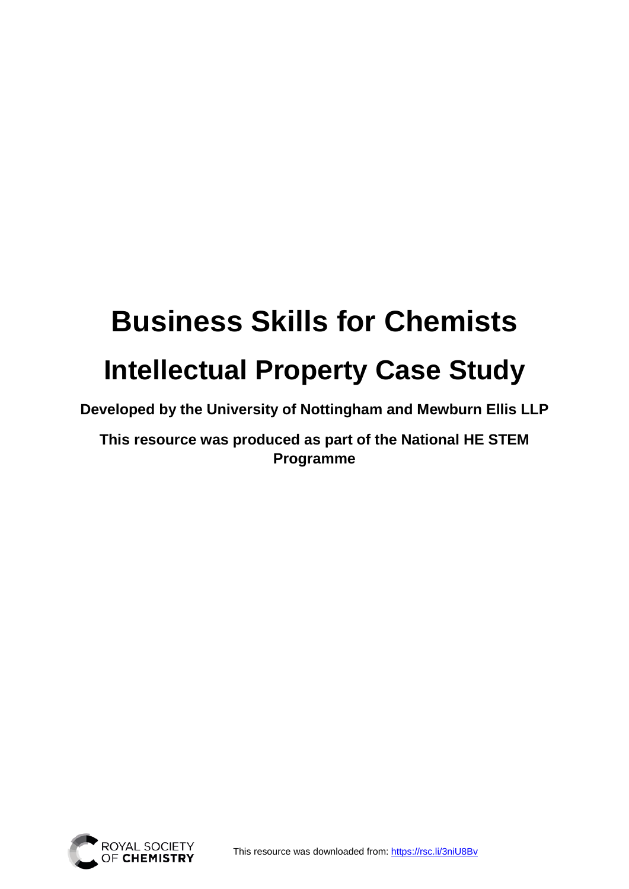# Business Skills for Chemists

# Intellectual Property Case Study

**Developed by the University of Nottingham and Mewburn Ellis LLP**

**This resource was produced as part of the National HE STEM Programme**

This resource was downloaded from: https://rsc.li/3niU8Bv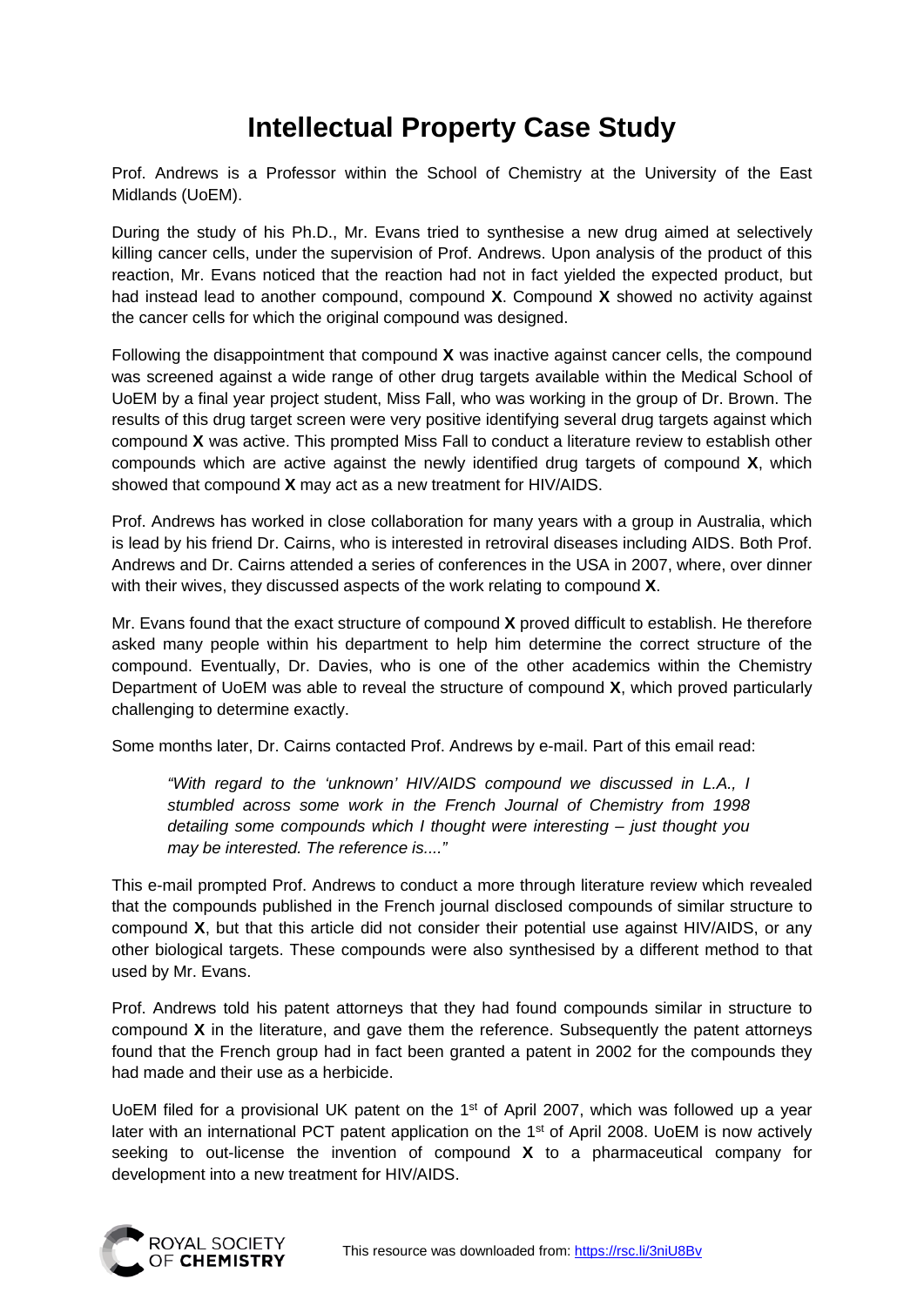# Intellectual Property Case Study

Prof. Andrews is a Professor within the School of Chemistry at the University of the East Midlands (UoEM).

During the study of his Ph.D., Mr. Evans tried to synthesise a new drug aimed at selectively killing cancer cells, under the supervision of Prof. Andrews. Upon analysis of the product of this reaction, Mr. Evans noticed that the reaction had not in fact yielded the expected product, but had instead lead to another compound, compound **X**. Compound **X** showed no activity against the cancer cells for which the original compound was designed.

Following the disappointment that compound **X** was inactive against cancer cells, the compound was screened against a wide range of other drug targets available within the Medical School of UoEM by a final year project student, Miss Fall, who was working in the group of Dr. Brown. The results of this drug target screen were very positive identifying several drug targets against which compound **X** was active. This prompted Miss Fall to conduct a literature review to establish other compounds which are active against the newly identified drug targets of compound **X**, which showed that compound **X** may act as a new treatment for HIV/AIDS.

Prof. Andrews has worked in close collaboration for many years with a group in Australia, which is lead by his friend Dr. Cairns, who is interested in retroviral diseases including AIDS. Both Prof. Andrews and Dr. Cairns attended a series of conferences in the USA in 2007, where, over dinner with their wives, they discussed aspects of the work relating to compound **X**.

Mr. Evans found that the exact structure of compound **X** proved difficult to establish. He therefore asked many people within his department to help him determine the correct structure of the compound. Eventually, Dr. Davies, who is one of the other academics within the Chemistry Department of UoEM was able to reveal the structure of compound **X**, which proved particularly challenging to determine exactly.

Some months later, Dr. Cairns contacted Prof. Andrews by e-mail. Part of this email read:

> *"With regard to the 'unknown' HIV/AIDS compound we discussed in L.A., I stumbled across some work in the French Journal of Chemistry from 1998 detailing some compounds which I thought were interesting – just thought you may be interested. The reference is...."*

This e-mail prompted Prof. Andrews to conduct a more through literature review which revealed that the compounds published in the French journal disclosed compounds of similar structure to compound **X**, but that this article did not consider their potential use against HIV/AIDS, or any other biological targets. These compounds were also synthesised by a different method to that used by Mr. Evans.

Prof. Andrews told his patent attorneys that they had found compounds similar in structure to compound **X** in the literature, and gave them the reference. Subsequently the patent attorneys found that the French group had in fact been granted a patent in 2002 for the compounds they had made and their use as a herbicide.

UoEM filed for a provisional UK patent on the 1st of April 2007, which was followed up a year later with an international PCT patent application on the 1st of April 2008. UoEM is now actively seeking to out-license the invention of compound **X** to a pharmaceutical company for development into a new treatment for HIV/AIDS.